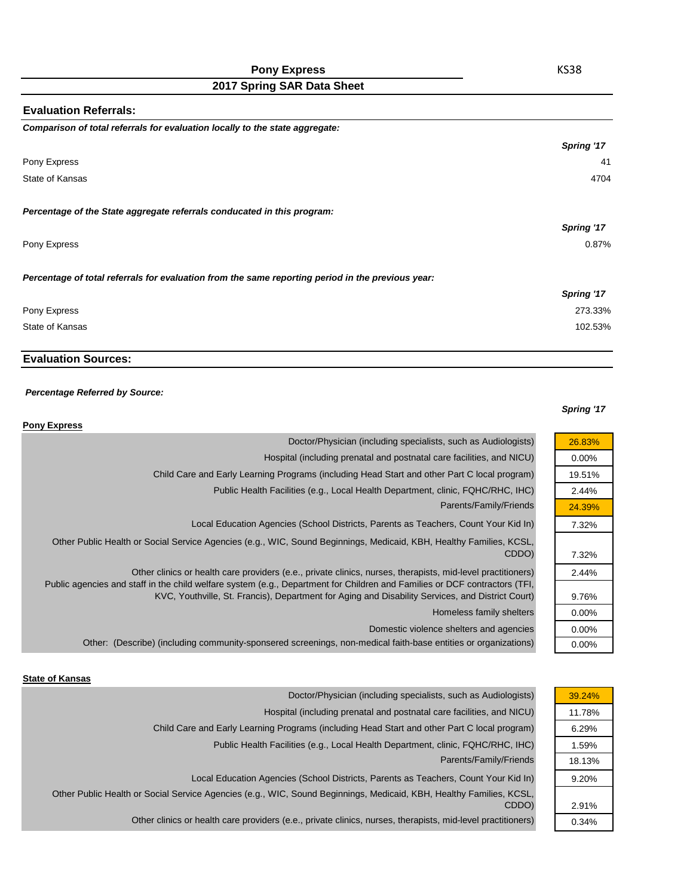## Pony Express

KS38

## 2017 Spring SAR Data Sheet

### Evaluation Referrals:

***Comparison of total referrals for evaluation locally to the state aggregate:***

| | *Spring '17* |
|---|---|
| Pony Express | 41 |
| State of Kansas | 4704 |

***Percentage of the State aggregate referrals conducated in this program:***

| | *Spring '17* |
|---|---|
| Pony Express | 0.87% |

***Percentage of total referrals for evaluation from the same reporting period in the previous year:***

| | *Spring '17* |
|---|---|
| Pony Express | 273.33% |
| State of Kansas | 102.53% |

### Evaluation Sources:

***Percentage Referred by Source:***

**Pony Express**

| | *Spring '17* |
|---|---|
| Doctor/Physician (including specialists, such as Audiologists) | 26.83% |
| Hospital (including prenatal and postnatal care facilities, and NICU) | 0.00% |
| Child Care and Early Learning Programs (including Head Start and other Part C local program) | 19.51% |
| Public Health Facilities (e.g., Local Health Department, clinic, FQHC/RHC, IHC) | 2.44% |
| Parents/Family/Friends | 24.39% |
| Local Education Agencies (School Districts, Parents as Teachers, Count Your Kid In) | 7.32% |
| Other Public Health or Social Service Agencies (e.g., WIC, Sound Beginnings, Medicaid, KBH, Healthy Families, KCSL, CDDO) | 7.32% |
| Other clinics or health care providers (e.g., private clinics, nurses, therapists, mid-level practitioners) | 2.44% |
| Public agencies and staff in the child welfare system (e.g., Department for Children and Families or DCF contractors (TFI, KVC, Youthville, St. Francis), Department for Aging and Disability Services, and District Court) | 9.76% |
| Homeless family shelters | 0.00% |
| Domestic violence shelters and agencies | 0.00% |
| Other: (Describe) (including community-sponsered screenings, non-medical faith-base entities or organizations) | 0.00% |

**State of Kansas**

| | *Spring '17* |
|---|---|
| Doctor/Physician (including specialists, such as Audiologists) | 39.24% |
| Hospital (including prenatal and postnatal care facilities, and NICU) | 11.78% |
| Child Care and Early Learning Programs (including Head Start and other Part C local program) | 6.29% |
| Public Health Facilities (e.g., Local Health Department, clinic, FQHC/RHC, IHC) | 1.59% |
| Parents/Family/Friends | 18.13% |
| Local Education Agencies (School Districts, Parents as Teachers, Count Your Kid In) | 9.20% |
| Other Public Health or Social Service Agencies (e.g., WIC, Sound Beginnings, Medicaid, KBH, Healthy Families, KCSL, CDDO) | 2.91% |
| Other clinics or health care providers (e.g., private clinics, nurses, therapists, mid-level practitioners) | 0.34% |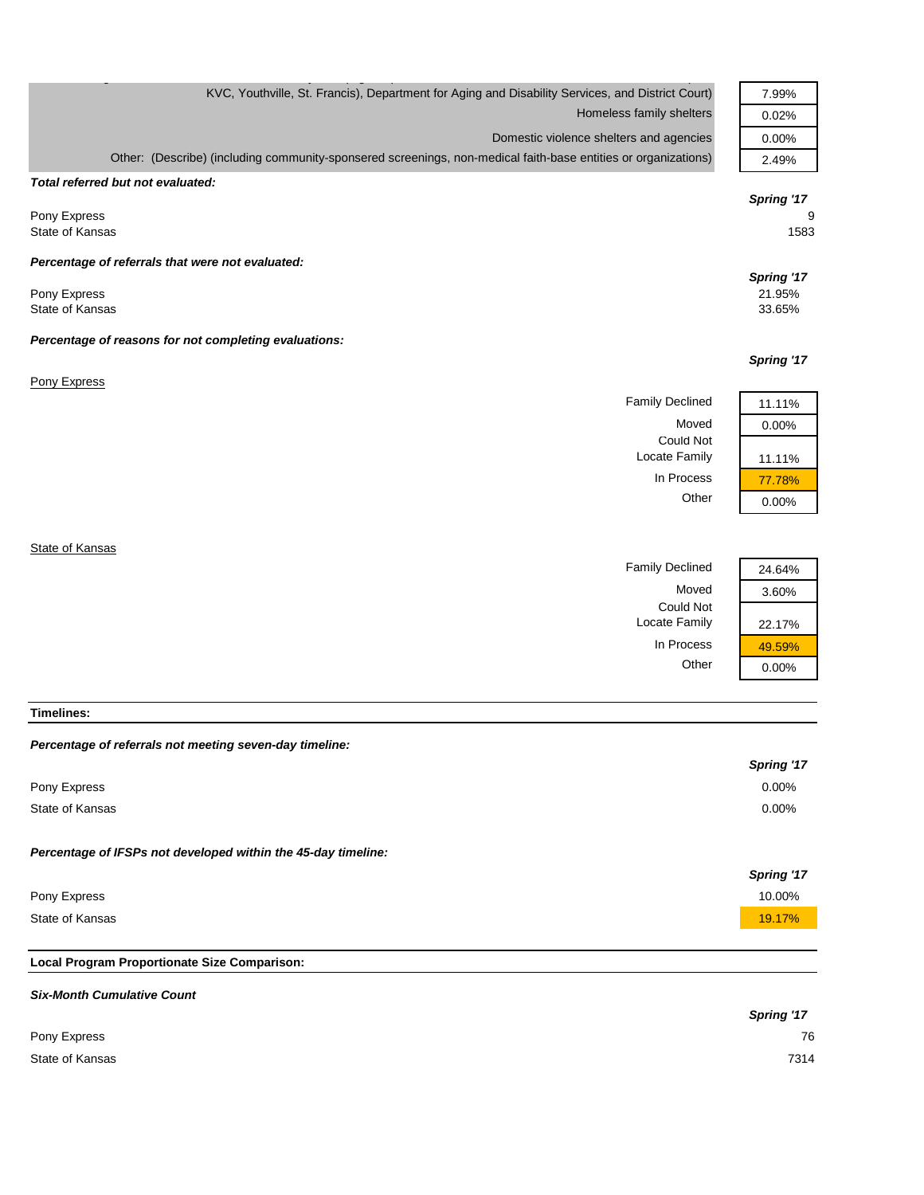| | |
|---|---|
| KVC, Youthville, St. Francis), Department for Aging and Disability Services, and District Court) | 7.99% |
| Homeless family shelters | 0.02% |
| Domestic violence shelters and agencies | 0.00% |
| Other: (Describe) (including community-sponsered screenings, non-medical faith-base entities or organizations) | 2.49% |

***Total referred but not evaluated:***

| | Spring '17 |
|---|---|
| Pony Express | 9 |
| State of Kansas | 1583 |

***Percentage of referrals that were not evaluated:***

| | Spring '17 |
|---|---|
| Pony Express | 21.95% |
| State of Kansas | 33.65% |

***Percentage of reasons for not completing evaluations:***

Pony Express

| | Spring '17 |
|---|---|
| Family Declined | 11.11% |
| Moved | 0.00% |
| Could Not Locate Family | 11.11% |
| In Process | 77.78% |
| Other | 0.00% |

State of Kansas

| | Spring '17 |
|---|---|
| Family Declined | 24.64% |
| Moved | 3.60% |
| Could Not Locate Family | 22.17% |
| In Process | 49.59% |
| Other | 0.00% |

**Timelines:**

***Percentage of referrals not meeting seven-day timeline:***

| | Spring '17 |
|---|---|
| Pony Express | 0.00% |
| State of Kansas | 0.00% |

***Percentage of IFSPs not developed within the 45-day timeline:***

| | Spring '17 |
|---|---|
| Pony Express | 10.00% |
| State of Kansas | 19.17% |

**Local Program Proportionate Size Comparison:**

***Six-Month Cumulative Count***

| | Spring '17 |
|---|---|
| Pony Express | 76 |
| State of Kansas | 7314 |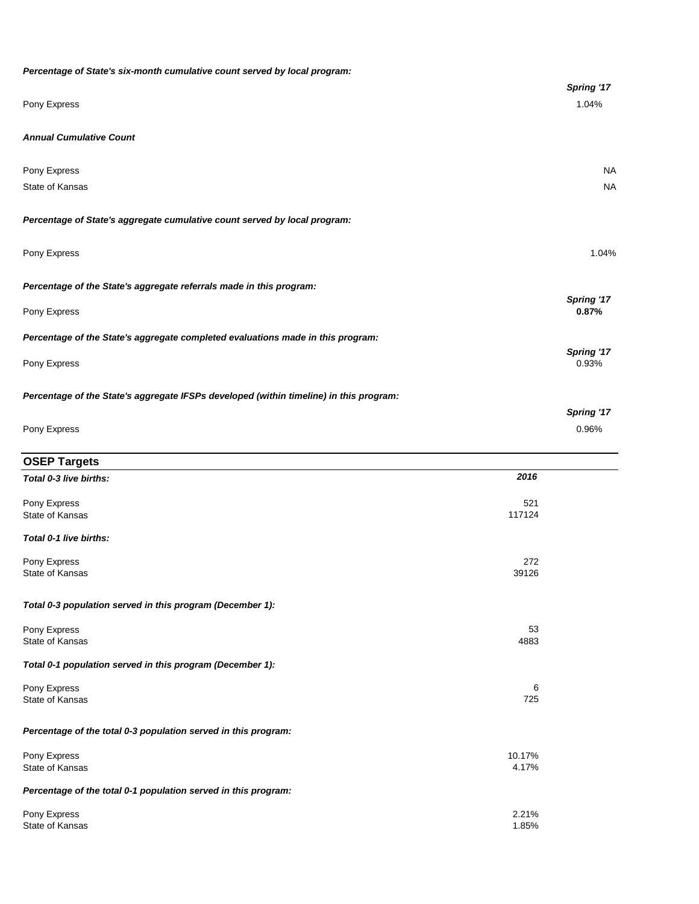***Percentage of State's six-month cumulative count served by local program:***

| | Spring '17 |
|---|---|
| Pony Express | 1.04% |

***Annual Cumulative Count***

| | |
|---|---|
| Pony Express | NA |
| State of Kansas | NA |

***Percentage of State's aggregate cumulative count served by local program:***

| | |
|---|---|
| Pony Express | 1.04% |

***Percentage of the State's aggregate referrals made in this program:***

| | Spring '17 |
|---|---|
| Pony Express | **0.87%** |

***Percentage of the State's aggregate completed evaluations made in this program:***

| | Spring '17 |
|---|---|
| Pony Express | 0.93% |

***Percentage of the State's aggregate IFSPs developed (within timeline) in this program:***

| | Spring '17 |
|---|---|
| Pony Express | 0.96% |

## OSEP Targets

| ***Total 0-3 live births:*** | ***2016*** |
|---|---|
| Pony Express | 521 |
| State of Kansas | 117124 |

***Total 0-1 live births:***

| | |
|---|---|
| Pony Express | 272 |
| State of Kansas | 39126 |

***Total 0-3 population served in this program (December 1):***

| | |
|---|---|
| Pony Express | 53 |
| State of Kansas | 4883 |

***Total 0-1 population served in this program (December 1):***

| | |
|---|---|
| Pony Express | 6 |
| State of Kansas | 725 |

***Percentage of the total 0-3 population served in this program:***

| | |
|---|---|
| Pony Express | 10.17% |
| State of Kansas | 4.17% |

***Percentage of the total 0-1 population served in this program:***

| | |
|---|---|
| Pony Express | 2.21% |
| State of Kansas | 1.85% |